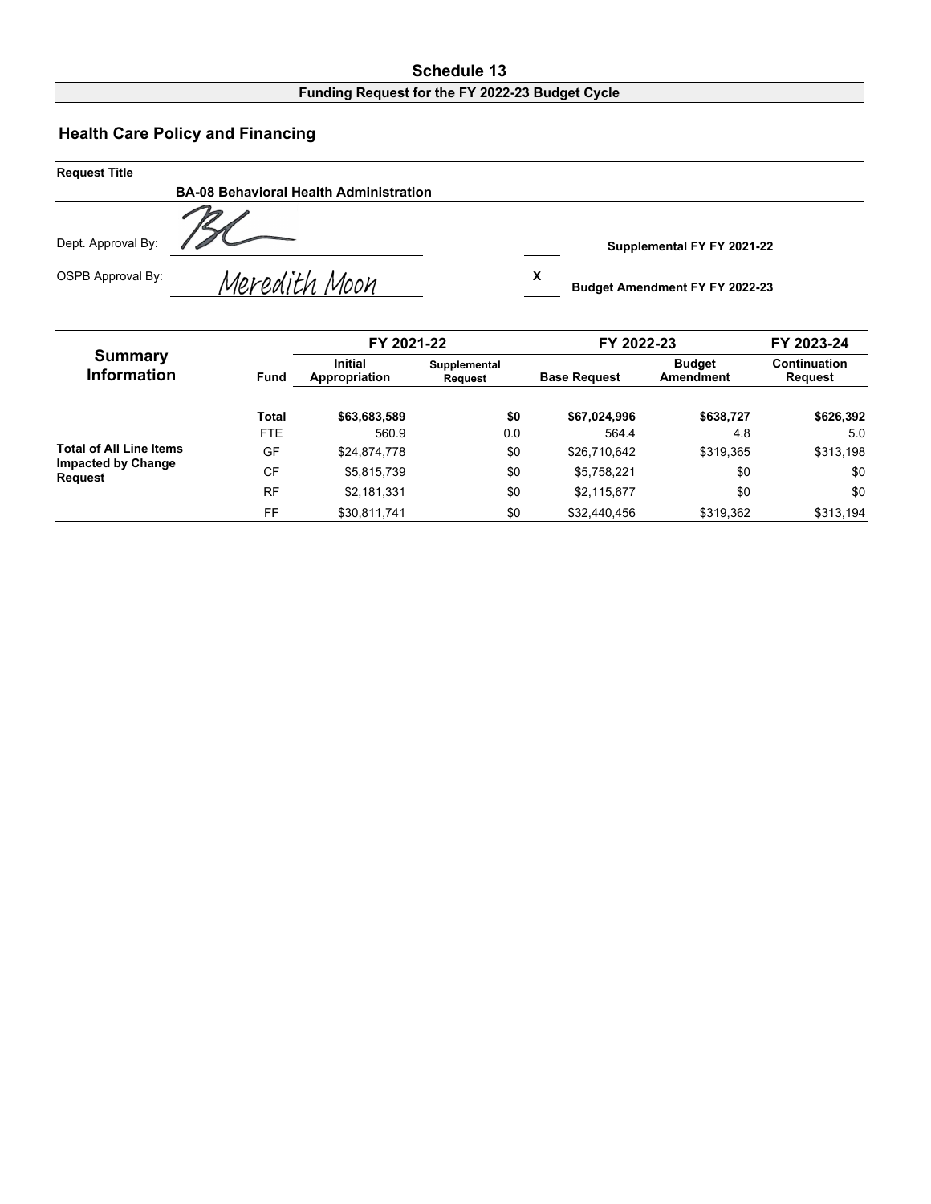# Schedule 13

**Funding Request for the FY 2022-23 Budget Cycle**

## Health Care Policy and Financing

**Request Title**

**BA-08 Behavioral Health Administration**

Dept. Approval By: BL

OSPB Approval By: Meredith Moon

| | |
|---|---|
| | Supplemental FY FY 2021-22 |
| X | Budget Amendment FY FY 2022-23 |

| Summary Information | Fund | FY 2021-22 | | FY 2022-23 | | FY 2023-24 |
|---|---|---|---|---|---|---|
| | | Initial Appropriation | Supplemental Request | Base Request | Budget Amendment | Continuation Request |
| | **Total** | **$63,683,589** | **$0** | **$67,024,996** | **$638,727** | **$626,392** |
| | FTE | 560.9 | 0.0 | 564.4 | 4.8 | 5.0 |
| **Total of All Line Items Impacted by Change Request** | GF | $24,874,778 | $0 | $26,710,642 | $319,365 | $313,198 |
| | CF | $5,815,739 | $0 | $5,758,221 | $0 | $0 |
| | RF | $2,181,331 | $0 | $2,115,677 | $0 | $0 |
| | FF | $30,811,741 | $0 | $32,440,456 | $319,362 | $313,194 |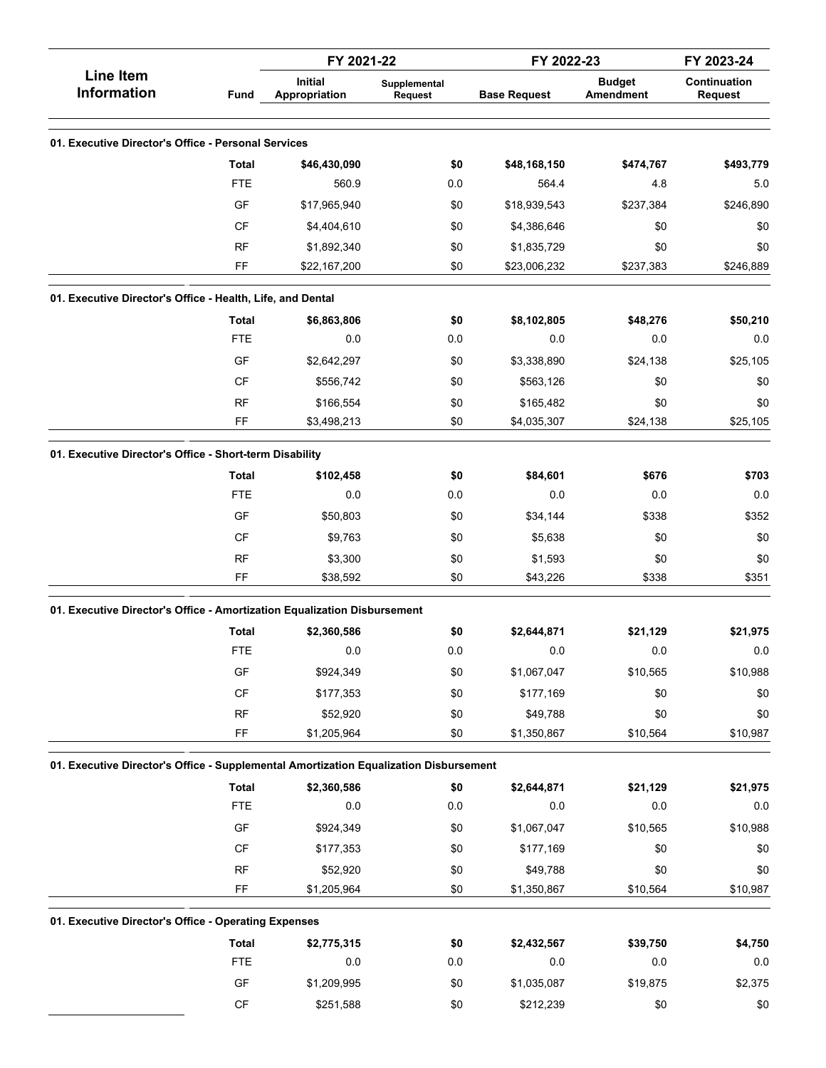| Line Item Information | Fund | FY 2021-22 Initial Appropriation | FY 2021-22 Supplemental Request | FY 2022-23 Base Request | FY 2022-23 Budget Amendment | FY 2023-24 Continuation Request |
|---|---|---|---|---|---|---|
| **01. Executive Director's Office - Personal Services** | | | | | | |
| | **Total** | **$46,430,090** | **$0** | **$48,168,150** | **$474,767** | **$493,779** |
| | FTE | 560.9 | 0.0 | 564.4 | 4.8 | 5.0 |
| | GF | $17,965,940 | $0 | $18,939,543 | $237,384 | $246,890 |
| | CF | $4,404,610 | $0 | $4,386,646 | $0 | $0 |
| | RF | $1,892,340 | $0 | $1,835,729 | $0 | $0 |
| | FF | $22,167,200 | $0 | $23,006,232 | $237,383 | $246,889 |
| **01. Executive Director's Office - Health, Life, and Dental** | | | | | | |
| | **Total** | **$6,863,806** | **$0** | **$8,102,805** | **$48,276** | **$50,210** |
| | FTE | 0.0 | 0.0 | 0.0 | 0.0 | 0.0 |
| | GF | $2,642,297 | $0 | $3,338,890 | $24,138 | $25,105 |
| | CF | $556,742 | $0 | $563,126 | $0 | $0 |
| | RF | $166,554 | $0 | $165,482 | $0 | $0 |
| | FF | $3,498,213 | $0 | $4,035,307 | $24,138 | $25,105 |
| **01. Executive Director's Office - Short-term Disability** | | | | | | |
| | **Total** | **$102,458** | **$0** | **$84,601** | **$676** | **$703** |
| | FTE | 0.0 | 0.0 | 0.0 | 0.0 | 0.0 |
| | GF | $50,803 | $0 | $34,144 | $338 | $352 |
| | CF | $9,763 | $0 | $5,638 | $0 | $0 |
| | RF | $3,300 | $0 | $1,593 | $0 | $0 |
| | FF | $38,592 | $0 | $43,226 | $338 | $351 |
| **01. Executive Director's Office - Amortization Equalization Disbursement** | | | | | | |
| | **Total** | **$2,360,586** | **$0** | **$2,644,871** | **$21,129** | **$21,975** |
| | FTE | 0.0 | 0.0 | 0.0 | 0.0 | 0.0 |
| | GF | $924,349 | $0 | $1,067,047 | $10,565 | $10,988 |
| | CF | $177,353 | $0 | $177,169 | $0 | $0 |
| | RF | $52,920 | $0 | $49,788 | $0 | $0 |
| | FF | $1,205,964 | $0 | $1,350,867 | $10,564 | $10,987 |
| **01. Executive Director's Office - Supplemental Amortization Equalization Disbursement** | | | | | | |
| | **Total** | **$2,360,586** | **$0** | **$2,644,871** | **$21,129** | **$21,975** |
| | FTE | 0.0 | 0.0 | 0.0 | 0.0 | 0.0 |
| | GF | $924,349 | $0 | $1,067,047 | $10,565 | $10,988 |
| | CF | $177,353 | $0 | $177,169 | $0 | $0 |
| | RF | $52,920 | $0 | $49,788 | $0 | $0 |
| | FF | $1,205,964 | $0 | $1,350,867 | $10,564 | $10,987 |
| **01. Executive Director's Office - Operating Expenses** | | | | | | |
| | **Total** | **$2,775,315** | **$0** | **$2,432,567** | **$39,750** | **$4,750** |
| | FTE | 0.0 | 0.0 | 0.0 | 0.0 | 0.0 |
| | GF | $1,209,995 | $0 | $1,035,087 | $19,875 | $2,375 |
| | CF | $251,588 | $0 | $212,239 | $0 | $0 |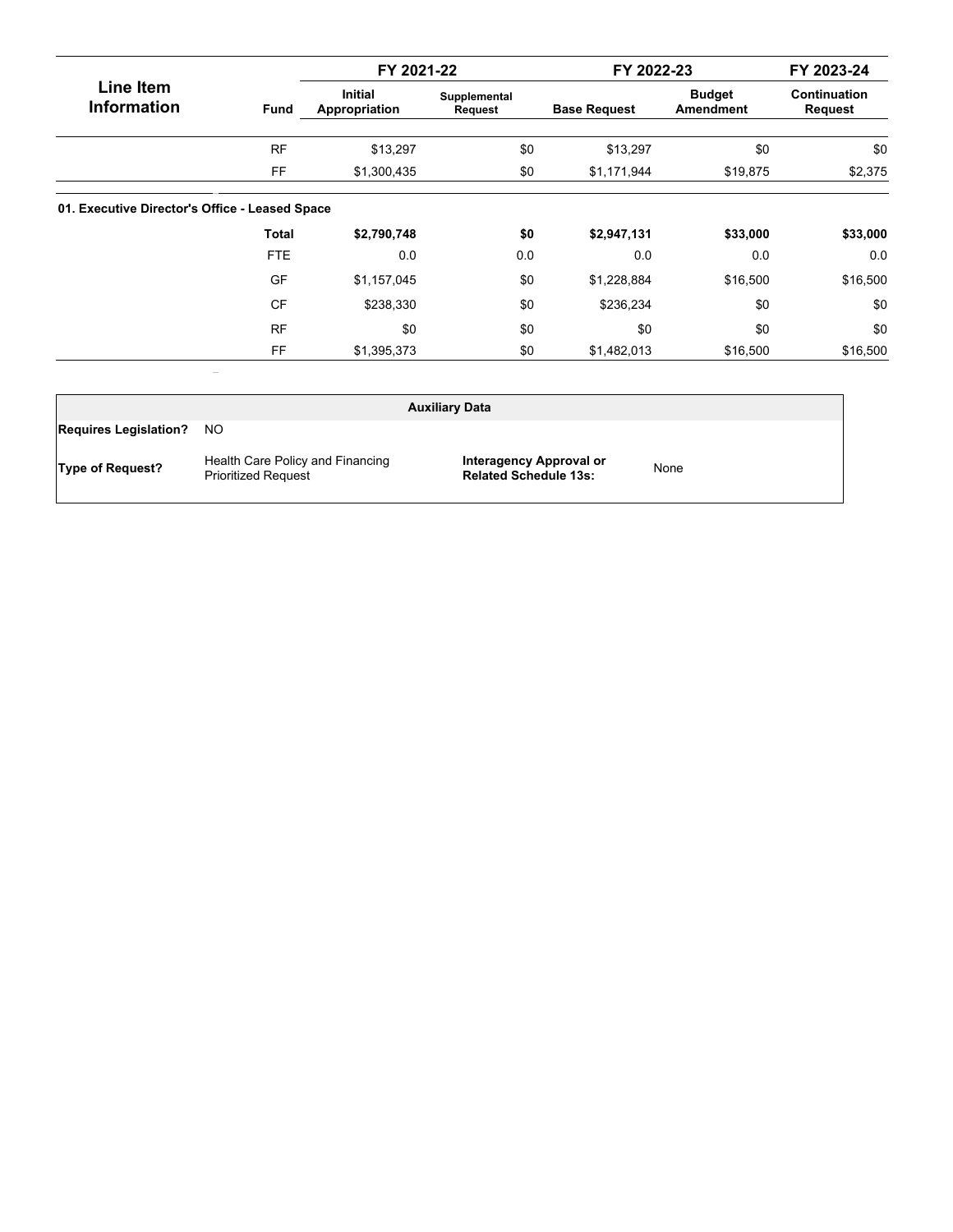| Line Item Information | Fund | FY 2021-22 Initial Appropriation | FY 2021-22 Supplemental Request | FY 2022-23 Base Request | FY 2022-23 Budget Amendment | FY 2023-24 Continuation Request |
|---|---|---|---|---|---|---|
| | RF | $13,297 | $0 | $13,297 | $0 | $0 |
| | FF | $1,300,435 | $0 | $1,171,944 | $19,875 | $2,375 |
| **01. Executive Director's Office - Leased Space** | | | | | | |
| | **Total** | **$2,790,748** | **$0** | **$2,947,131** | **$33,000** | **$33,000** |
| | FTE | 0.0 | 0.0 | 0.0 | 0.0 | 0.0 |
| | GF | $1,157,045 | $0 | $1,228,884 | $16,500 | $16,500 |
| | CF | $238,330 | $0 | $236,234 | $0 | $0 |
| | RF | $0 | $0 | $0 | $0 | $0 |
| | FF | $1,395,373 | $0 | $1,482,013 | $16,500 | $16,500 |

| Auxiliary Data | | | |
|---|---|---|---|
| **Requires Legislation?** | NO | | |
| **Type of Request?** | Health Care Policy and Financing Prioritized Request | **Interagency Approval or Related Schedule 13s:** | None |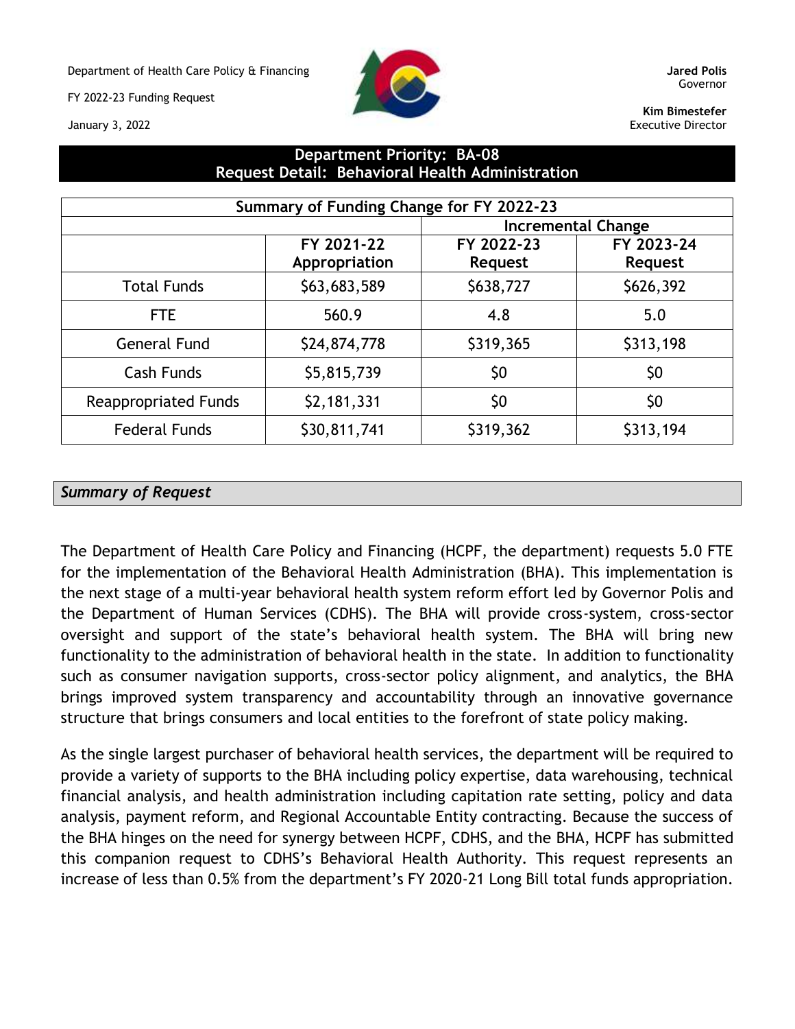Department of Health Care Policy & Financing

FY 2022-23 Funding Request

January 3, 2022

**Jared Polis**
Governor

**Kim Bimestefer**
Executive Director

## Department Priority: BA-08
## Request Detail: Behavioral Health Administration

| Summary of Funding Change for FY 2022-23 | | | |
|---|---|---|---|
| | | Incremental Change | |
| | FY 2021-22 Appropriation | FY 2022-23 Request | FY 2023-24 Request |
| Total Funds | $63,683,589 | $638,727 | $626,392 |
| FTE | 560.9 | 4.8 | 5.0 |
| General Fund | $24,874,778 | $319,365 | $313,198 |
| Cash Funds | $5,815,739 | $0 | $0 |
| Reappropriated Funds | $2,181,331 | $0 | $0 |
| Federal Funds | $30,811,741 | $319,362 | $313,194 |

### *Summary of Request*

The Department of Health Care Policy and Financing (HCPF, the department) requests 5.0 FTE for the implementation of the Behavioral Health Administration (BHA). This implementation is the next stage of a multi-year behavioral health system reform effort led by Governor Polis and the Department of Human Services (CDHS). The BHA will provide cross-system, cross-sector oversight and support of the state's behavioral health system. The BHA will bring new functionality to the administration of behavioral health in the state. In addition to functionality such as consumer navigation supports, cross-sector policy alignment, and analytics, the BHA brings improved system transparency and accountability through an innovative governance structure that brings consumers and local entities to the forefront of state policy making.

As the single largest purchaser of behavioral health services, the department will be required to provide a variety of supports to the BHA including policy expertise, data warehousing, technical financial analysis, and health administration including capitation rate setting, policy and data analysis, payment reform, and Regional Accountable Entity contracting. Because the success of the BHA hinges on the need for synergy between HCPF, CDHS, and the BHA, HCPF has submitted this companion request to CDHS's Behavioral Health Authority. This request represents an increase of less than 0.5% from the department's FY 2020-21 Long Bill total funds appropriation.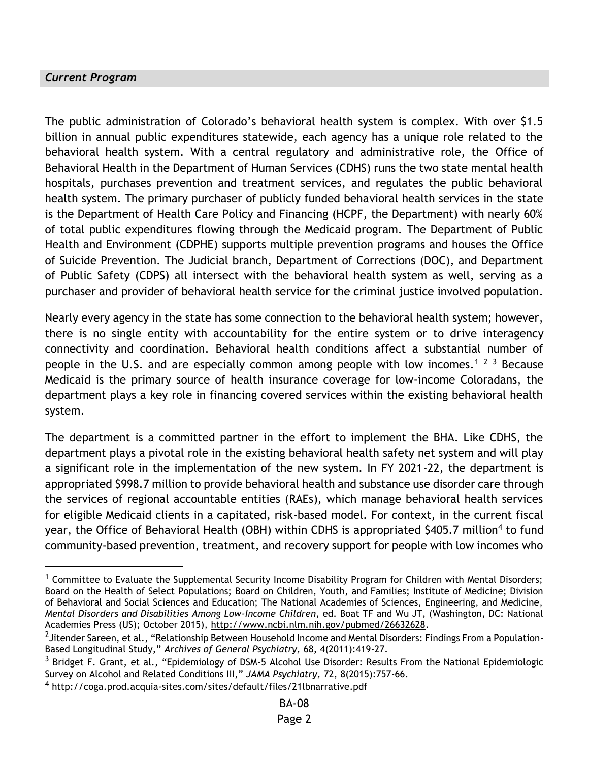## *Current Program*

The public administration of Colorado's behavioral health system is complex. With over $1.5 billion in annual public expenditures statewide, each agency has a unique role related to the behavioral health system. With a central regulatory and administrative role, the Office of Behavioral Health in the Department of Human Services (CDHS) runs the two state mental health hospitals, purchases prevention and treatment services, and regulates the public behavioral health system. The primary purchaser of publicly funded behavioral health services in the state is the Department of Health Care Policy and Financing (HCPF, the Department) with nearly 60% of total public expenditures flowing through the Medicaid program. The Department of Public Health and Environment (CDPHE) supports multiple prevention programs and houses the Office of Suicide Prevention. The Judicial branch, Department of Corrections (DOC), and Department of Public Safety (CDPS) all intersect with the behavioral health system as well, serving as a purchaser and provider of behavioral health service for the criminal justice involved population.

Nearly every agency in the state has some connection to the behavioral health system; however, there is no single entity with accountability for the entire system or to drive interagency connectivity and coordination. Behavioral health conditions affect a substantial number of people in the U.S. and are especially common among people with low incomes.[1] [2] [3] Because Medicaid is the primary source of health insurance coverage for low-income Coloradans, the department plays a key role in financing covered services within the existing behavioral health system.

The department is a committed partner in the effort to implement the BHA. Like CDHS, the department plays a pivotal role in the existing behavioral health safety net system and will play a significant role in the implementation of the new system. In FY 2021-22, the department is appropriated $998.7 million to provide behavioral health and substance use disorder care through the services of regional accountable entities (RAEs), which manage behavioral health services for eligible Medicaid clients in a capitated, risk-based model. For context, in the current fiscal year, the Office of Behavioral Health (OBH) within CDHS is appropriated $405.7 million[4] to fund community-based prevention, treatment, and recovery support for people with low incomes who

---

[1] Committee to Evaluate the Supplemental Security Income Disability Program for Children with Mental Disorders; Board on the Health of Select Populations; Board on Children, Youth, and Families; Institute of Medicine; Division of Behavioral and Social Sciences and Education; The National Academies of Sciences, Engineering, and Medicine, *Mental Disorders and Disabilities Among Low-Income Children*, ed. Boat TF and Wu JT, (Washington, DC: National Academies Press (US); October 2015), http://www.ncbi.nlm.nih.gov/pubmed/26632628.

[2] Jitender Sareen, et al., "Relationship Between Household Income and Mental Disorders: Findings From a Population-Based Longitudinal Study," *Archives of General Psychiatry,* 68, 4(2011):419-27.

[3] Bridget F. Grant, et al., "Epidemiology of DSM-5 Alcohol Use Disorder: Results From the National Epidemiologic Survey on Alcohol and Related Conditions III," *JAMA Psychiatry,* 72, 8(2015):757-66.

[4] http://coga.prod.acquia-sites.com/sites/default/files/21lbnarrative.pdf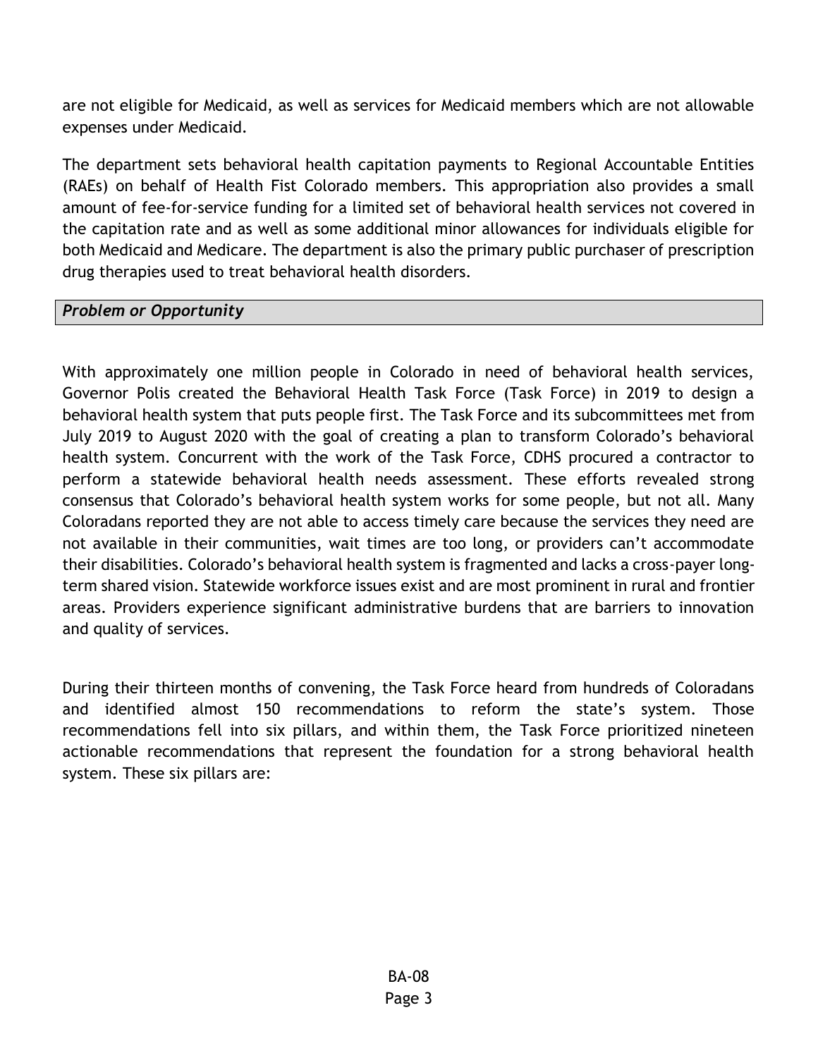are not eligible for Medicaid, as well as services for Medicaid members which are not allowable expenses under Medicaid.

The department sets behavioral health capitation payments to Regional Accountable Entities (RAEs) on behalf of Health Fist Colorado members. This appropriation also provides a small amount of fee-for-service funding for a limited set of behavioral health services not covered in the capitation rate and as well as some additional minor allowances for individuals eligible for both Medicaid and Medicare. The department is also the primary public purchaser of prescription drug therapies used to treat behavioral health disorders.

***Problem or Opportunity***

With approximately one million people in Colorado in need of behavioral health services, Governor Polis created the Behavioral Health Task Force (Task Force) in 2019 to design a behavioral health system that puts people first. The Task Force and its subcommittees met from July 2019 to August 2020 with the goal of creating a plan to transform Colorado's behavioral health system. Concurrent with the work of the Task Force, CDHS procured a contractor to perform a statewide behavioral health needs assessment. These efforts revealed strong consensus that Colorado's behavioral health system works for some people, but not all. Many Coloradans reported they are not able to access timely care because the services they need are not available in their communities, wait times are too long, or providers can't accommodate their disabilities. Colorado's behavioral health system is fragmented and lacks a cross-payer long-term shared vision. Statewide workforce issues exist and are most prominent in rural and frontier areas. Providers experience significant administrative burdens that are barriers to innovation and quality of services.

During their thirteen months of convening, the Task Force heard from hundreds of Coloradans and identified almost 150 recommendations to reform the state's system. Those recommendations fell into six pillars, and within them, the Task Force prioritized nineteen actionable recommendations that represent the foundation for a strong behavioral health system. These six pillars are: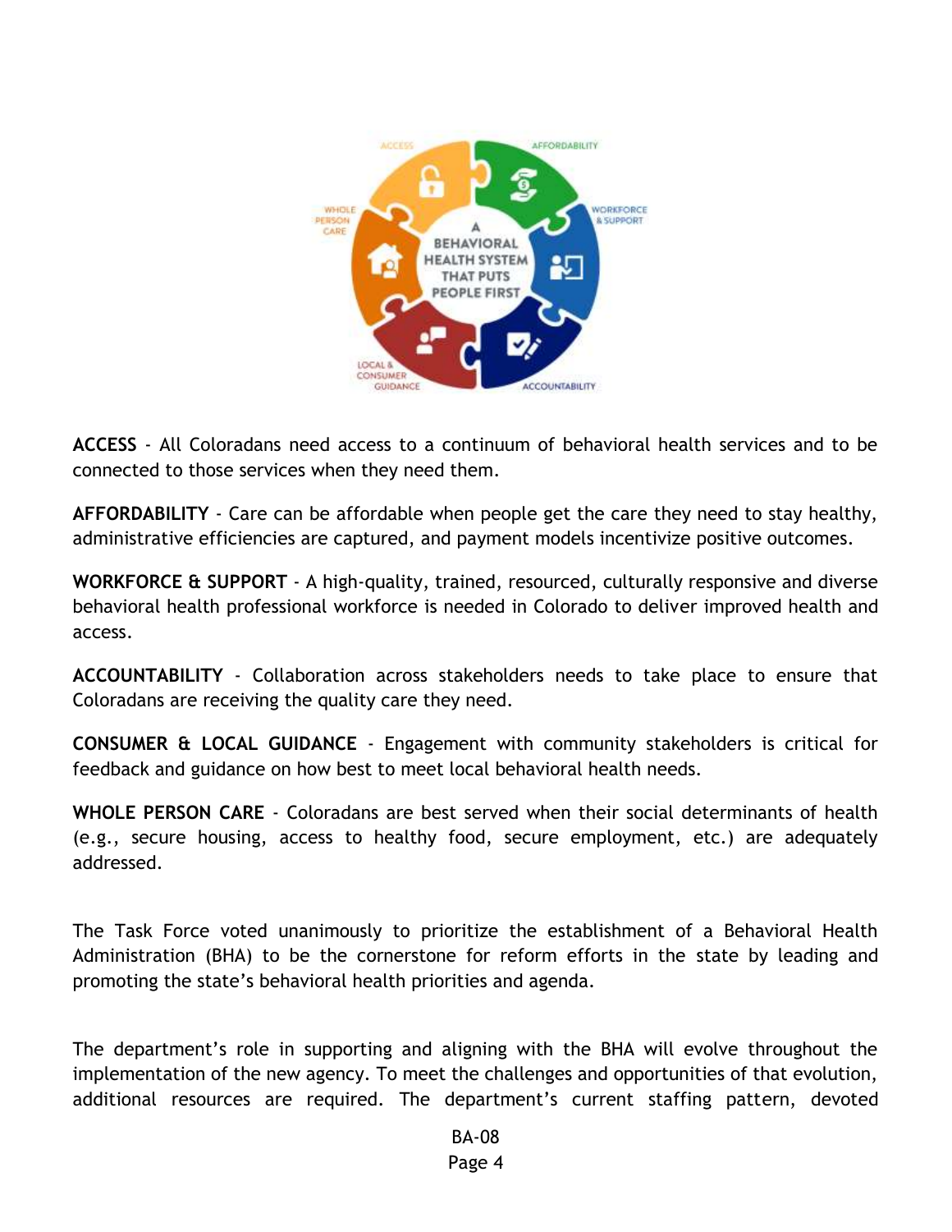**ACCESS** - All Coloradans need access to a continuum of behavioral health services and to be connected to those services when they need them.

**AFFORDABILITY** - Care can be affordable when people get the care they need to stay healthy, administrative efficiencies are captured, and payment models incentivize positive outcomes.

**WORKFORCE & SUPPORT** - A high-quality, trained, resourced, culturally responsive and diverse behavioral health professional workforce is needed in Colorado to deliver improved health and access.

**ACCOUNTABILITY** - Collaboration across stakeholders needs to take place to ensure that Coloradans are receiving the quality care they need.

**CONSUMER & LOCAL GUIDANCE** - Engagement with community stakeholders is critical for feedback and guidance on how best to meet local behavioral health needs.

**WHOLE PERSON CARE** - Coloradans are best served when their social determinants of health (e.g., secure housing, access to healthy food, secure employment, etc.) are adequately addressed.

The Task Force voted unanimously to prioritize the establishment of a Behavioral Health Administration (BHA) to be the cornerstone for reform efforts in the state by leading and promoting the state's behavioral health priorities and agenda.

The department's role in supporting and aligning with the BHA will evolve throughout the implementation of the new agency. To meet the challenges and opportunities of that evolution, additional resources are required. The department's current staffing pattern, devoted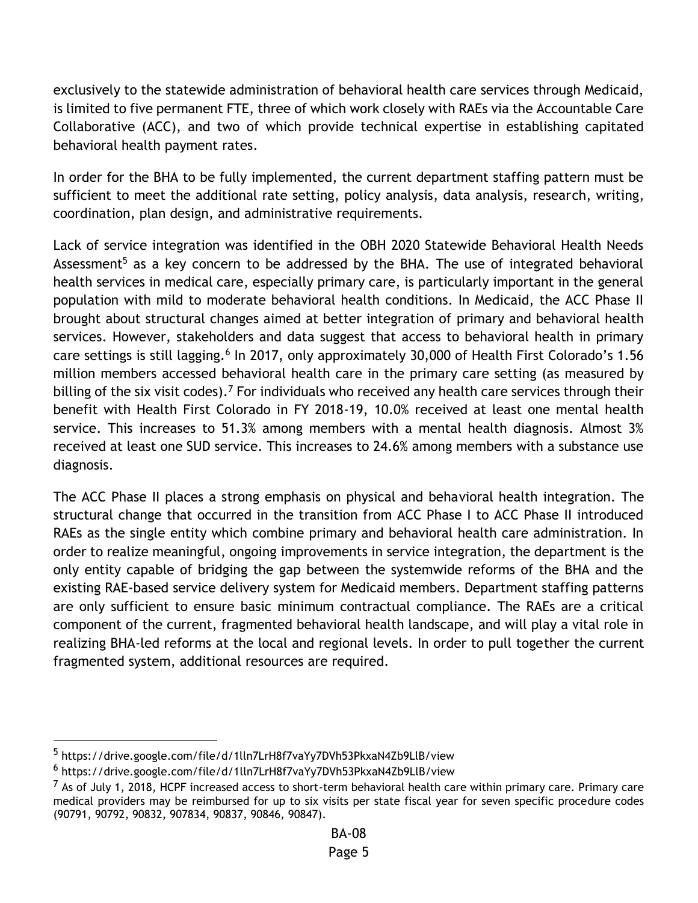exclusively to the statewide administration of behavioral health care services through Medicaid, is limited to five permanent FTE, three of which work closely with RAEs via the Accountable Care Collaborative (ACC), and two of which provide technical expertise in establishing capitated behavioral health payment rates.

In order for the BHA to be fully implemented, the current department staffing pattern must be sufficient to meet the additional rate setting, policy analysis, data analysis, research, writing, coordination, plan design, and administrative requirements.

Lack of service integration was identified in the OBH 2020 Statewide Behavioral Health Needs Assessment[5] as a key concern to be addressed by the BHA. The use of integrated behavioral health services in medical care, especially primary care, is particularly important in the general population with mild to moderate behavioral health conditions. In Medicaid, the ACC Phase II brought about structural changes aimed at better integration of primary and behavioral health services. However, stakeholders and data suggest that access to behavioral health in primary care settings is still lagging.[6] In 2017, only approximately 30,000 of Health First Colorado's 1.56 million members accessed behavioral health care in the primary care setting (as measured by billing of the six visit codes).[7] For individuals who received any health care services through their benefit with Health First Colorado in FY 2018-19, 10.0% received at least one mental health service. This increases to 51.3% among members with a mental health diagnosis. Almost 3% received at least one SUD service. This increases to 24.6% among members with a substance use diagnosis.

The ACC Phase II places a strong emphasis on physical and behavioral health integration. The structural change that occurred in the transition from ACC Phase I to ACC Phase II introduced RAEs as the single entity which combine primary and behavioral health care administration. In order to realize meaningful, ongoing improvements in service integration, the department is the only entity capable of bridging the gap between the systemwide reforms of the BHA and the existing RAE-based service delivery system for Medicaid members. Department staffing patterns are only sufficient to ensure basic minimum contractual compliance. The RAEs are a critical component of the current, fragmented behavioral health landscape, and will play a vital role in realizing BHA-led reforms at the local and regional levels. In order to pull together the current fragmented system, additional resources are required.

---

[5] https://drive.google.com/file/d/1lln7LrH8f7vaYy7DVh53PkxaN4Zb9LlB/view

[6] https://drive.google.com/file/d/1lln7LrH8f7vaYy7DVh53PkxaN4Zb9LlB/view

[7] As of July 1, 2018, HCPF increased access to short-term behavioral health care within primary care. Primary care medical providers may be reimbursed for up to six visits per state fiscal year for seven specific procedure codes (90791, 90792, 90832, 907834, 90837, 90846, 90847).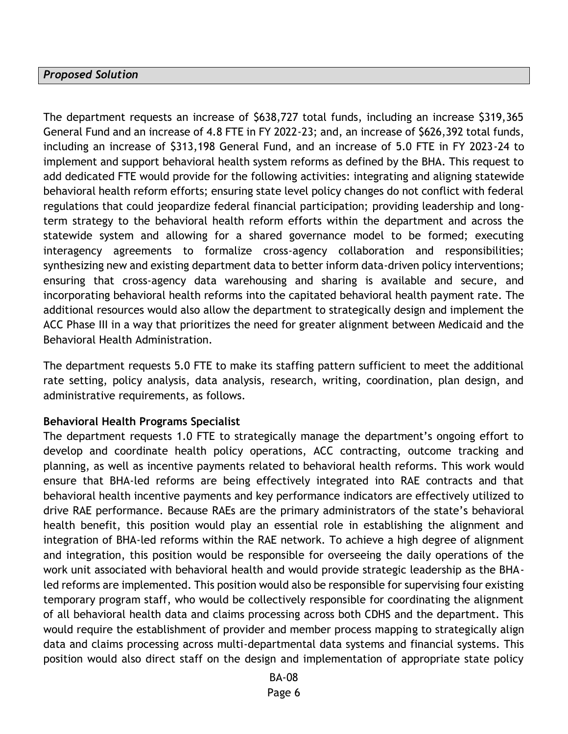***Proposed Solution***

The department requests an increase of $638,727 total funds, including an increase $319,365 General Fund and an increase of 4.8 FTE in FY 2022-23; and, an increase of $626,392 total funds, including an increase of $313,198 General Fund, and an increase of 5.0 FTE in FY 2023-24 to implement and support behavioral health system reforms as defined by the BHA. This request to add dedicated FTE would provide for the following activities: integrating and aligning statewide behavioral health reform efforts; ensuring state level policy changes do not conflict with federal regulations that could jeopardize federal financial participation; providing leadership and long-term strategy to the behavioral health reform efforts within the department and across the statewide system and allowing for a shared governance model to be formed; executing interagency agreements to formalize cross-agency collaboration and responsibilities; synthesizing new and existing department data to better inform data-driven policy interventions; ensuring that cross-agency data warehousing and sharing is available and secure, and incorporating behavioral health reforms into the capitated behavioral health payment rate. The additional resources would also allow the department to strategically design and implement the ACC Phase III in a way that prioritizes the need for greater alignment between Medicaid and the Behavioral Health Administration.

The department requests 5.0 FTE to make its staffing pattern sufficient to meet the additional rate setting, policy analysis, data analysis, research, writing, coordination, plan design, and administrative requirements, as follows.

**Behavioral Health Programs Specialist**

The department requests 1.0 FTE to strategically manage the department's ongoing effort to develop and coordinate health policy operations, ACC contracting, outcome tracking and planning, as well as incentive payments related to behavioral health reforms. This work would ensure that BHA-led reforms are being effectively integrated into RAE contracts and that behavioral health incentive payments and key performance indicators are effectively utilized to drive RAE performance. Because RAEs are the primary administrators of the state's behavioral health benefit, this position would play an essential role in establishing the alignment and integration of BHA-led reforms within the RAE network. To achieve a high degree of alignment and integration, this position would be responsible for overseeing the daily operations of the work unit associated with behavioral health and would provide strategic leadership as the BHA-led reforms are implemented. This position would also be responsible for supervising four existing temporary program staff, who would be collectively responsible for coordinating the alignment of all behavioral health data and claims processing across both CDHS and the department. This would require the establishment of provider and member process mapping to strategically align data and claims processing across multi-departmental data systems and financial systems. This position would also direct staff on the design and implementation of appropriate state policy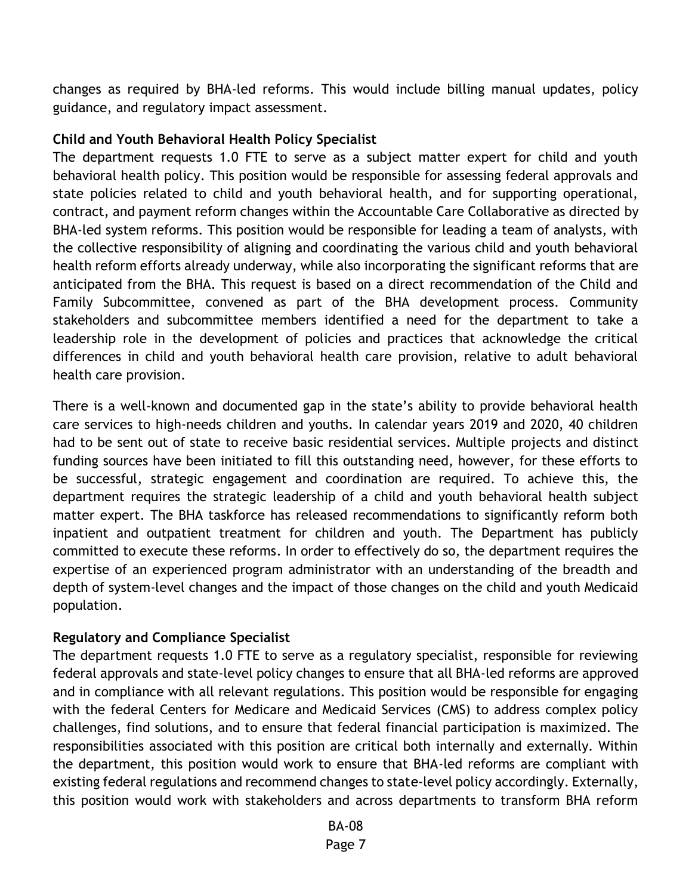changes as required by BHA-led reforms. This would include billing manual updates, policy guidance, and regulatory impact assessment.

**Child and Youth Behavioral Health Policy Specialist**

The department requests 1.0 FTE to serve as a subject matter expert for child and youth behavioral health policy. This position would be responsible for assessing federal approvals and state policies related to child and youth behavioral health, and for supporting operational, contract, and payment reform changes within the Accountable Care Collaborative as directed by BHA-led system reforms. This position would be responsible for leading a team of analysts, with the collective responsibility of aligning and coordinating the various child and youth behavioral health reform efforts already underway, while also incorporating the significant reforms that are anticipated from the BHA. This request is based on a direct recommendation of the Child and Family Subcommittee, convened as part of the BHA development process. Community stakeholders and subcommittee members identified a need for the department to take a leadership role in the development of policies and practices that acknowledge the critical differences in child and youth behavioral health care provision, relative to adult behavioral health care provision.

There is a well-known and documented gap in the state's ability to provide behavioral health care services to high-needs children and youths. In calendar years 2019 and 2020, 40 children had to be sent out of state to receive basic residential services. Multiple projects and distinct funding sources have been initiated to fill this outstanding need, however, for these efforts to be successful, strategic engagement and coordination are required. To achieve this, the department requires the strategic leadership of a child and youth behavioral health subject matter expert. The BHA taskforce has released recommendations to significantly reform both inpatient and outpatient treatment for children and youth. The Department has publicly committed to execute these reforms. In order to effectively do so, the department requires the expertise of an experienced program administrator with an understanding of the breadth and depth of system-level changes and the impact of those changes on the child and youth Medicaid population.

**Regulatory and Compliance Specialist**

The department requests 1.0 FTE to serve as a regulatory specialist, responsible for reviewing federal approvals and state-level policy changes to ensure that all BHA-led reforms are approved and in compliance with all relevant regulations. This position would be responsible for engaging with the federal Centers for Medicare and Medicaid Services (CMS) to address complex policy challenges, find solutions, and to ensure that federal financial participation is maximized. The responsibilities associated with this position are critical both internally and externally. Within the department, this position would work to ensure that BHA-led reforms are compliant with existing federal regulations and recommend changes to state-level policy accordingly. Externally, this position would work with stakeholders and across departments to transform BHA reform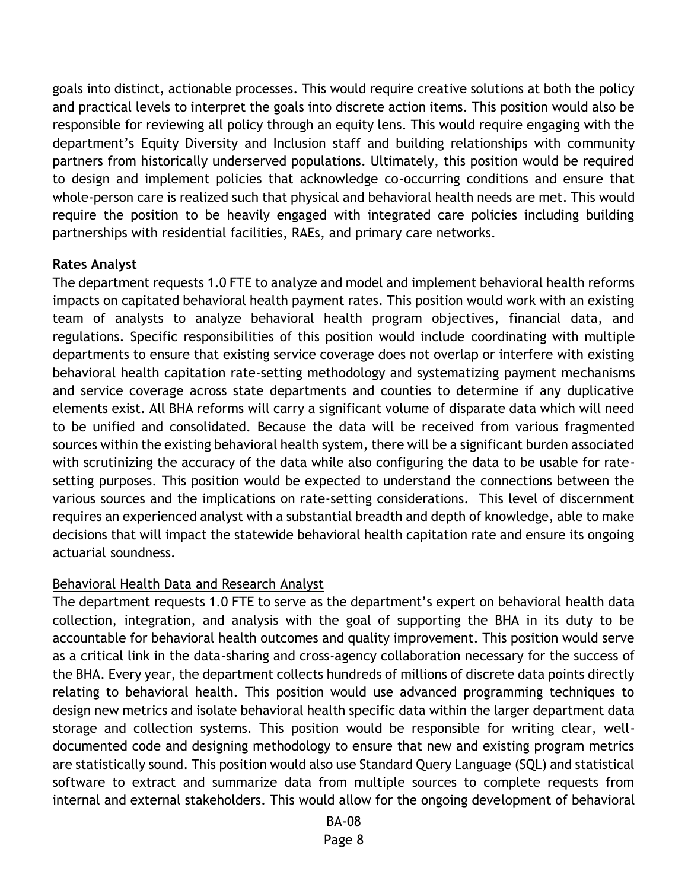goals into distinct, actionable processes. This would require creative solutions at both the policy and practical levels to interpret the goals into discrete action items. This position would also be responsible for reviewing all policy through an equity lens. This would require engaging with the department's Equity Diversity and Inclusion staff and building relationships with community partners from historically underserved populations. Ultimately, this position would be required to design and implement policies that acknowledge co-occurring conditions and ensure that whole-person care is realized such that physical and behavioral health needs are met. This would require the position to be heavily engaged with integrated care policies including building partnerships with residential facilities, RAEs, and primary care networks.

**Rates Analyst**

The department requests 1.0 FTE to analyze and model and implement behavioral health reforms impacts on capitated behavioral health payment rates. This position would work with an existing team of analysts to analyze behavioral health program objectives, financial data, and regulations. Specific responsibilities of this position would include coordinating with multiple departments to ensure that existing service coverage does not overlap or interfere with existing behavioral health capitation rate-setting methodology and systematizing payment mechanisms and service coverage across state departments and counties to determine if any duplicative elements exist. All BHA reforms will carry a significant volume of disparate data which will need to be unified and consolidated. Because the data will be received from various fragmented sources within the existing behavioral health system, there will be a significant burden associated with scrutinizing the accuracy of the data while also configuring the data to be usable for rate-setting purposes. This position would be expected to understand the connections between the various sources and the implications on rate-setting considerations. This level of discernment requires an experienced analyst with a substantial breadth and depth of knowledge, able to make decisions that will impact the statewide behavioral health capitation rate and ensure its ongoing actuarial soundness.

Behavioral Health Data and Research Analyst

The department requests 1.0 FTE to serve as the department's expert on behavioral health data collection, integration, and analysis with the goal of supporting the BHA in its duty to be accountable for behavioral health outcomes and quality improvement. This position would serve as a critical link in the data-sharing and cross-agency collaboration necessary for the success of the BHA. Every year, the department collects hundreds of millions of discrete data points directly relating to behavioral health. This position would use advanced programming techniques to design new metrics and isolate behavioral health specific data within the larger department data storage and collection systems. This position would be responsible for writing clear, well-documented code and designing methodology to ensure that new and existing program metrics are statistically sound. This position would also use Standard Query Language (SQL) and statistical software to extract and summarize data from multiple sources to complete requests from internal and external stakeholders. This would allow for the ongoing development of behavioral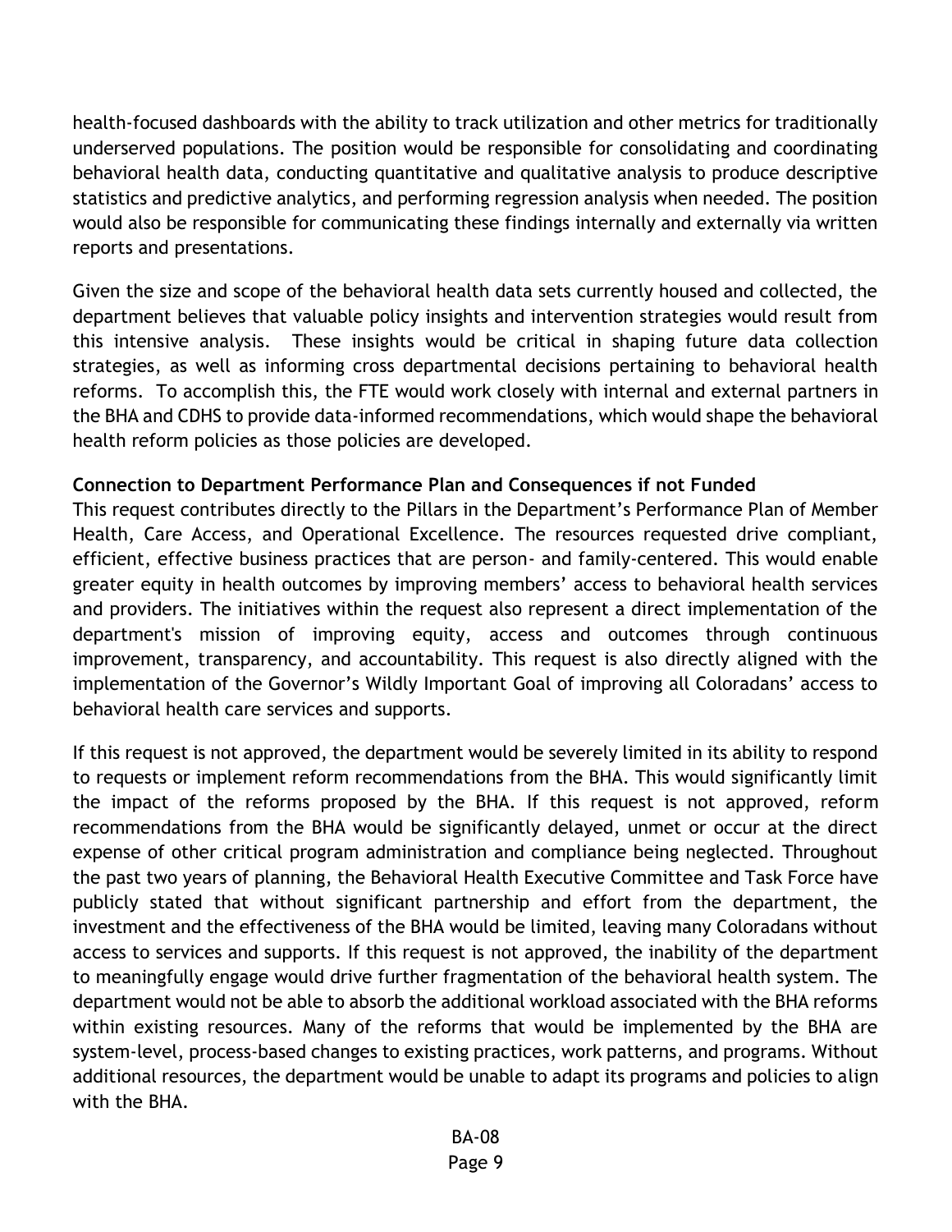health-focused dashboards with the ability to track utilization and other metrics for traditionally underserved populations. The position would be responsible for consolidating and coordinating behavioral health data, conducting quantitative and qualitative analysis to produce descriptive statistics and predictive analytics, and performing regression analysis when needed. The position would also be responsible for communicating these findings internally and externally via written reports and presentations.

Given the size and scope of the behavioral health data sets currently housed and collected, the department believes that valuable policy insights and intervention strategies would result from this intensive analysis. These insights would be critical in shaping future data collection strategies, as well as informing cross departmental decisions pertaining to behavioral health reforms. To accomplish this, the FTE would work closely with internal and external partners in the BHA and CDHS to provide data-informed recommendations, which would shape the behavioral health reform policies as those policies are developed.

**Connection to Department Performance Plan and Consequences if not Funded**

This request contributes directly to the Pillars in the Department's Performance Plan of Member Health, Care Access, and Operational Excellence. The resources requested drive compliant, efficient, effective business practices that are person- and family-centered. This would enable greater equity in health outcomes by improving members' access to behavioral health services and providers. The initiatives within the request also represent a direct implementation of the department's mission of improving equity, access and outcomes through continuous improvement, transparency, and accountability. This request is also directly aligned with the implementation of the Governor's Wildly Important Goal of improving all Coloradans' access to behavioral health care services and supports.

If this request is not approved, the department would be severely limited in its ability to respond to requests or implement reform recommendations from the BHA. This would significantly limit the impact of the reforms proposed by the BHA. If this request is not approved, reform recommendations from the BHA would be significantly delayed, unmet or occur at the direct expense of other critical program administration and compliance being neglected. Throughout the past two years of planning, the Behavioral Health Executive Committee and Task Force have publicly stated that without significant partnership and effort from the department, the investment and the effectiveness of the BHA would be limited, leaving many Coloradans without access to services and supports. If this request is not approved, the inability of the department to meaningfully engage would drive further fragmentation of the behavioral health system. The department would not be able to absorb the additional workload associated with the BHA reforms within existing resources. Many of the reforms that would be implemented by the BHA are system-level, process-based changes to existing practices, work patterns, and programs. Without additional resources, the department would be unable to adapt its programs and policies to align with the BHA.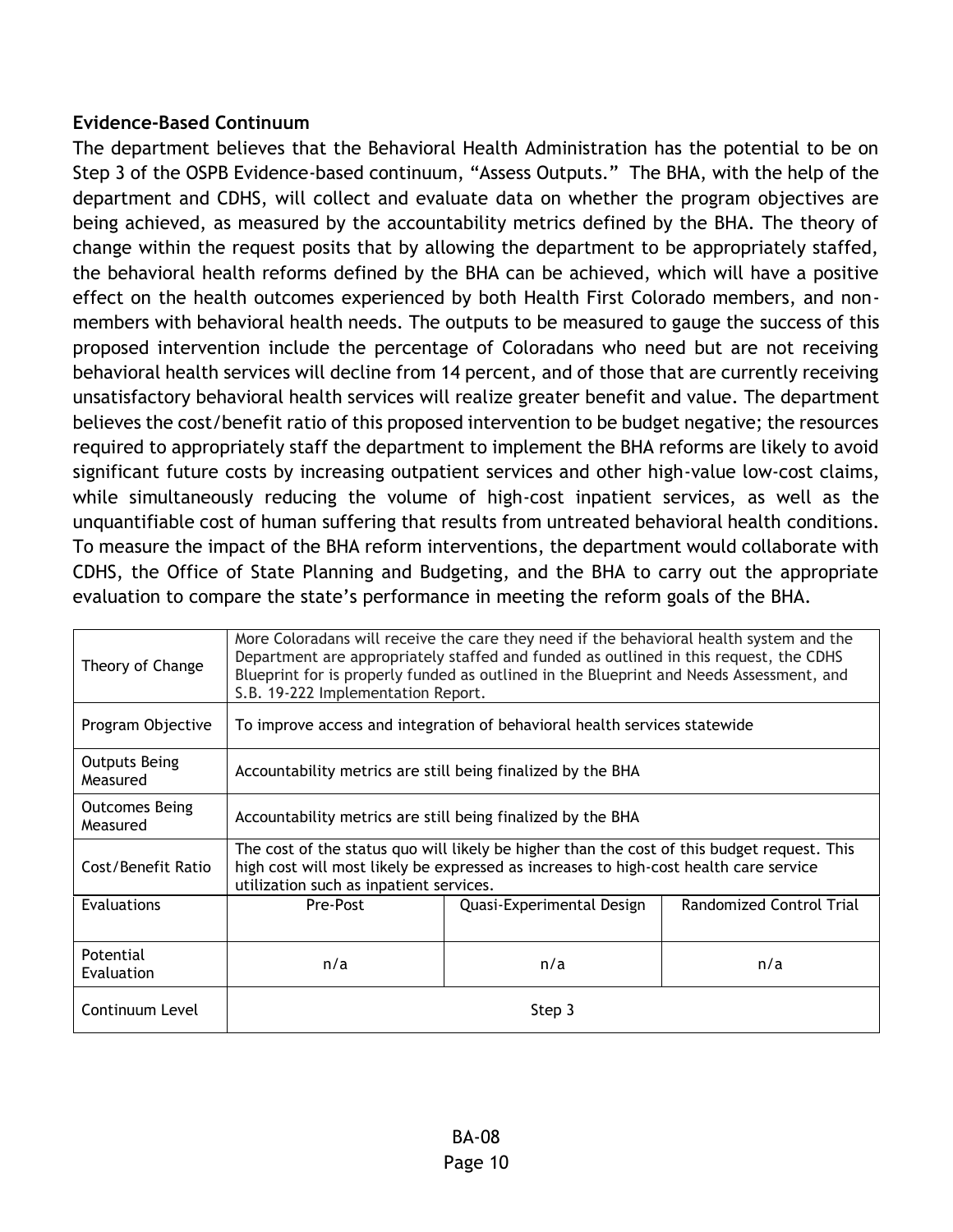### Evidence-Based Continuum

The department believes that the Behavioral Health Administration has the potential to be on Step 3 of the OSPB Evidence-based continuum, "Assess Outputs." The BHA, with the help of the department and CDHS, will collect and evaluate data on whether the program objectives are being achieved, as measured by the accountability metrics defined by the BHA. The theory of change within the request posits that by allowing the department to be appropriately staffed, the behavioral health reforms defined by the BHA can be achieved, which will have a positive effect on the health outcomes experienced by both Health First Colorado members, and non-members with behavioral health needs. The outputs to be measured to gauge the success of this proposed intervention include the percentage of Coloradans who need but are not receiving behavioral health services will decline from 14 percent, and of those that are currently receiving unsatisfactory behavioral health services will realize greater benefit and value. The department believes the cost/benefit ratio of this proposed intervention to be budget negative; the resources required to appropriately staff the department to implement the BHA reforms are likely to avoid significant future costs by increasing outpatient services and other high-value low-cost claims, while simultaneously reducing the volume of high-cost inpatient services, as well as the unquantifiable cost of human suffering that results from untreated behavioral health conditions. To measure the impact of the BHA reform interventions, the department would collaborate with CDHS, the Office of State Planning and Budgeting, and the BHA to carry out the appropriate evaluation to compare the state's performance in meeting the reform goals of the BHA.

| Theory of Change | More Coloradans will receive the care they need if the behavioral health system and the Department are appropriately staffed and funded as outlined in this request, the CDHS Blueprint for is properly funded as outlined in the Blueprint and Needs Assessment, and S.B. 19-222 Implementation Report. | | |
|---|---|---|---|
| Program Objective | To improve access and integration of behavioral health services statewide | | |
| Outputs Being Measured | Accountability metrics are still being finalized by the BHA | | |
| Outcomes Being Measured | Accountability metrics are still being finalized by the BHA | | |
| Cost/Benefit Ratio | The cost of the status quo will likely be higher than the cost of this budget request. This high cost will most likely be expressed as increases to high-cost health care service utilization such as inpatient services. | | |
| Evaluations | Pre-Post | Quasi-Experimental Design | Randomized Control Trial |
| Potential Evaluation | n/a | n/a | n/a |
| Continuum Level | Step 3 | | |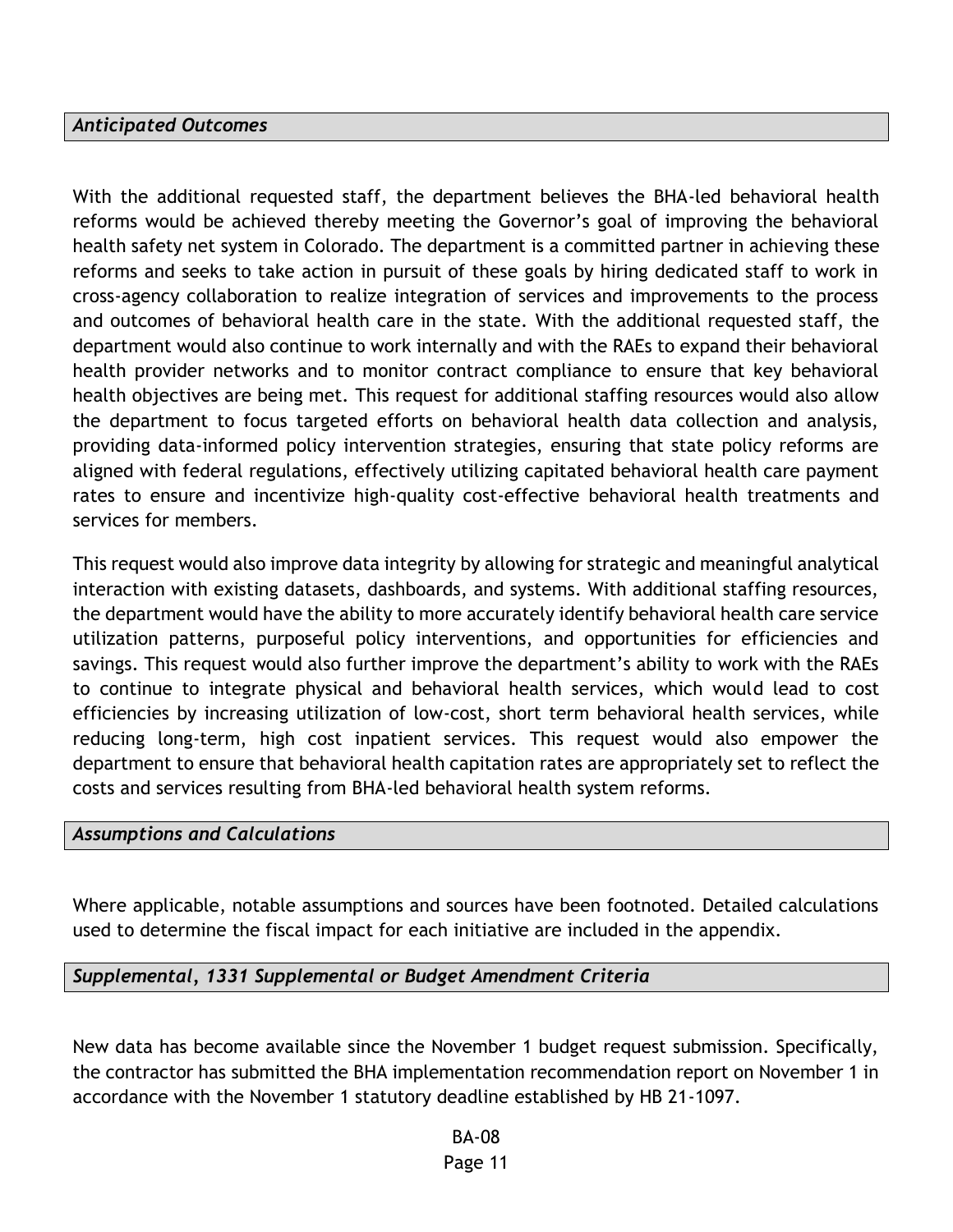### *Anticipated Outcomes*

With the additional requested staff, the department believes the BHA-led behavioral health reforms would be achieved thereby meeting the Governor's goal of improving the behavioral health safety net system in Colorado. The department is a committed partner in achieving these reforms and seeks to take action in pursuit of these goals by hiring dedicated staff to work in cross-agency collaboration to realize integration of services and improvements to the process and outcomes of behavioral health care in the state. With the additional requested staff, the department would also continue to work internally and with the RAEs to expand their behavioral health provider networks and to monitor contract compliance to ensure that key behavioral health objectives are being met. This request for additional staffing resources would also allow the department to focus targeted efforts on behavioral health data collection and analysis, providing data-informed policy intervention strategies, ensuring that state policy reforms are aligned with federal regulations, effectively utilizing capitated behavioral health care payment rates to ensure and incentivize high-quality cost-effective behavioral health treatments and services for members.

This request would also improve data integrity by allowing for strategic and meaningful analytical interaction with existing datasets, dashboards, and systems. With additional staffing resources, the department would have the ability to more accurately identify behavioral health care service utilization patterns, purposeful policy interventions, and opportunities for efficiencies and savings. This request would also further improve the department's ability to work with the RAEs to continue to integrate physical and behavioral health services, which would lead to cost efficiencies by increasing utilization of low-cost, short term behavioral health services, while reducing long-term, high cost inpatient services. This request would also empower the department to ensure that behavioral health capitation rates are appropriately set to reflect the costs and services resulting from BHA-led behavioral health system reforms.

### *Assumptions and Calculations*

Where applicable, notable assumptions and sources have been footnoted. Detailed calculations used to determine the fiscal impact for each initiative are included in the appendix.

### *Supplemental, 1331 Supplemental or Budget Amendment Criteria*

New data has become available since the November 1 budget request submission. Specifically, the contractor has submitted the BHA implementation recommendation report on November 1 in accordance with the November 1 statutory deadline established by HB 21-1097.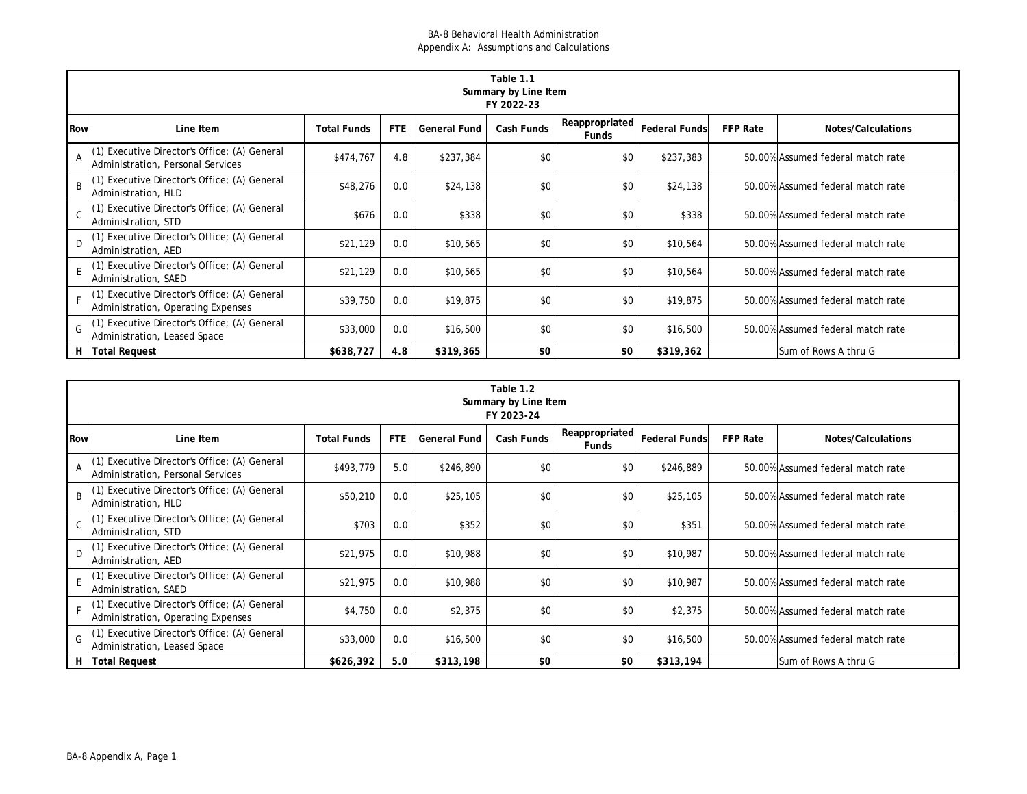BA-8 Behavioral Health Administration
Appendix A: Assumptions and Calculations

| Table 1.1 Summary by Line Item FY 2022-23 | | | | | | | | | |
|---|---|---|---|---|---|---|---|---|---|
| Row | Line Item | Total Funds | FTE | General Fund | Cash Funds | Reappropriated Funds | Federal Funds | FFP Rate | Notes/Calculations |
| A | (1) Executive Director's Office; (A) General Administration, Personal Services | $474,767 | 4.8 | $237,384 | $0 | $0 | $237,383 | 50.00% | Assumed federal match rate |
| B | (1) Executive Director's Office; (A) General Administration, HLD | $48,276 | 0.0 | $24,138 | $0 | $0 | $24,138 | 50.00% | Assumed federal match rate |
| C | (1) Executive Director's Office; (A) General Administration, STD | $676 | 0.0 | $338 | $0 | $0 | $338 | 50.00% | Assumed federal match rate |
| D | (1) Executive Director's Office; (A) General Administration, AED | $21,129 | 0.0 | $10,565 | $0 | $0 | $10,564 | 50.00% | Assumed federal match rate |
| E | (1) Executive Director's Office; (A) General Administration, SAED | $21,129 | 0.0 | $10,565 | $0 | $0 | $10,564 | 50.00% | Assumed federal match rate |
| F | (1) Executive Director's Office; (A) General Administration, Operating Expenses | $39,750 | 0.0 | $19,875 | $0 | $0 | $19,875 | 50.00% | Assumed federal match rate |
| G | (1) Executive Director's Office; (A) General Administration, Leased Space | $33,000 | 0.0 | $16,500 | $0 | $0 | $16,500 | 50.00% | Assumed federal match rate |
| **H** | **Total Request** | **$638,727** | **4.8** | **$319,365** | **$0** | **$0** | **$319,362** | | Sum of Rows A thru G |

| Table 1.2 Summary by Line Item FY 2023-24 | | | | | | | | | |
|---|---|---|---|---|---|---|---|---|---|
| Row | Line Item | Total Funds | FTE | General Fund | Cash Funds | Reappropriated Funds | Federal Funds | FFP Rate | Notes/Calculations |
| A | (1) Executive Director's Office; (A) General Administration, Personal Services | $493,779 | 5.0 | $246,890 | $0 | $0 | $246,889 | 50.00% | Assumed federal match rate |
| B | (1) Executive Director's Office; (A) General Administration, HLD | $50,210 | 0.0 | $25,105 | $0 | $0 | $25,105 | 50.00% | Assumed federal match rate |
| C | (1) Executive Director's Office; (A) General Administration, STD | $703 | 0.0 | $352 | $0 | $0 | $351 | 50.00% | Assumed federal match rate |
| D | (1) Executive Director's Office; (A) General Administration, AED | $21,975 | 0.0 | $10,988 | $0 | $0 | $10,987 | 50.00% | Assumed federal match rate |
| E | (1) Executive Director's Office; (A) General Administration, SAED | $21,975 | 0.0 | $10,988 | $0 | $0 | $10,987 | 50.00% | Assumed federal match rate |
| F | (1) Executive Director's Office; (A) General Administration, Operating Expenses | $4,750 | 0.0 | $2,375 | $0 | $0 | $2,375 | 50.00% | Assumed federal match rate |
| G | (1) Executive Director's Office; (A) General Administration, Leased Space | $33,000 | 0.0 | $16,500 | $0 | $0 | $16,500 | 50.00% | Assumed federal match rate |
| **H** | **Total Request** | **$626,392** | **5.0** | **$313,198** | **$0** | **$0** | **$313,194** | | Sum of Rows A thru G |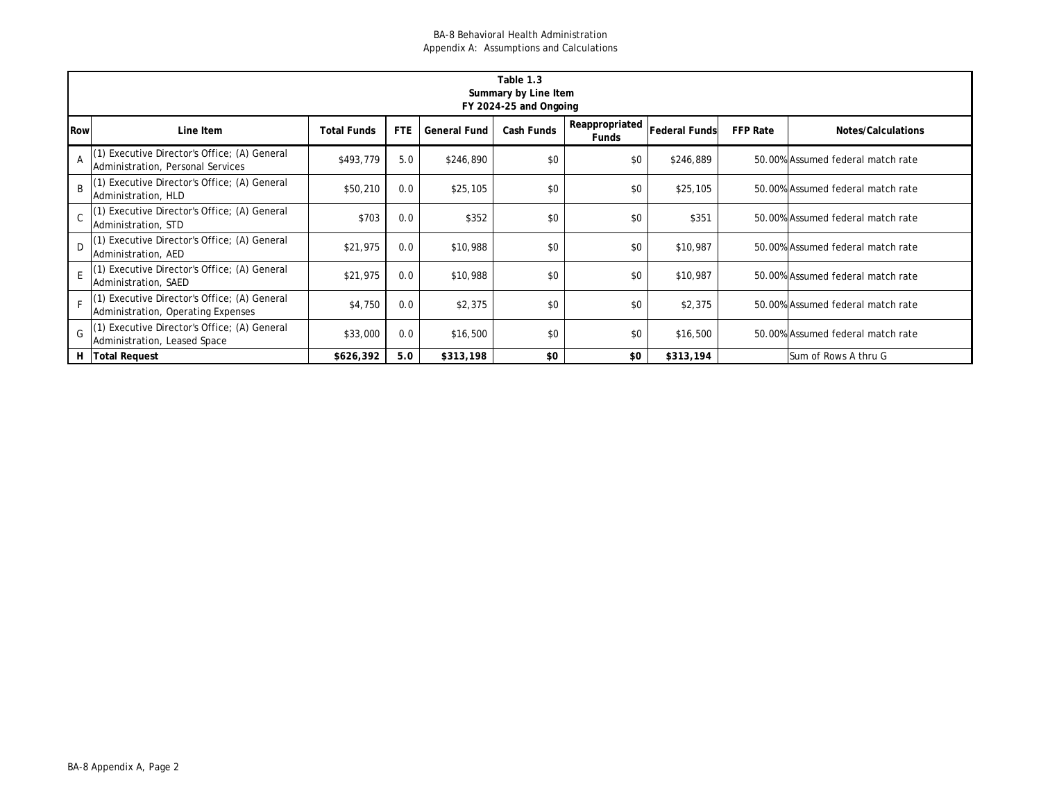BA-8 Behavioral Health Administration
Appendix A: Assumptions and Calculations

| Table 1.3<br>Summary by Line Item<br>FY 2024-25 and Ongoing | | | | | | | | | |
|---|---|---|---|---|---|---|---|---|---|
| **Row** | **Line Item** | **Total Funds** | **FTE** | **General Fund** | **Cash Funds** | **Reappropriated Funds** | **Federal Funds** | **FFP Rate** | **Notes/Calculations** |
| A | (1) Executive Director's Office; (A) General Administration, Personal Services | $493,779 | 5.0 | $246,890 | $0 | $0 | $246,889 | 50.00% | Assumed federal match rate |
| B | (1) Executive Director's Office; (A) General Administration, HLD | $50,210 | 0.0 | $25,105 | $0 | $0 | $25,105 | 50.00% | Assumed federal match rate |
| C | (1) Executive Director's Office; (A) General Administration, STD | $703 | 0.0 | $352 | $0 | $0 | $351 | 50.00% | Assumed federal match rate |
| D | (1) Executive Director's Office; (A) General Administration, AED | $21,975 | 0.0 | $10,988 | $0 | $0 | $10,987 | 50.00% | Assumed federal match rate |
| E | (1) Executive Director's Office; (A) General Administration, SAED | $21,975 | 0.0 | $10,988 | $0 | $0 | $10,987 | 50.00% | Assumed federal match rate |
| F | (1) Executive Director's Office; (A) General Administration, Operating Expenses | $4,750 | 0.0 | $2,375 | $0 | $0 | $2,375 | 50.00% | Assumed federal match rate |
| G | (1) Executive Director's Office; (A) General Administration, Leased Space | $33,000 | 0.0 | $16,500 | $0 | $0 | $16,500 | 50.00% | Assumed federal match rate |
| **H** | **Total Request** | **$626,392** | **5.0** | **$313,198** | **$0** | **$0** | **$313,194** | | Sum of Rows A thru G |

BA-8 Appendix A, Page 2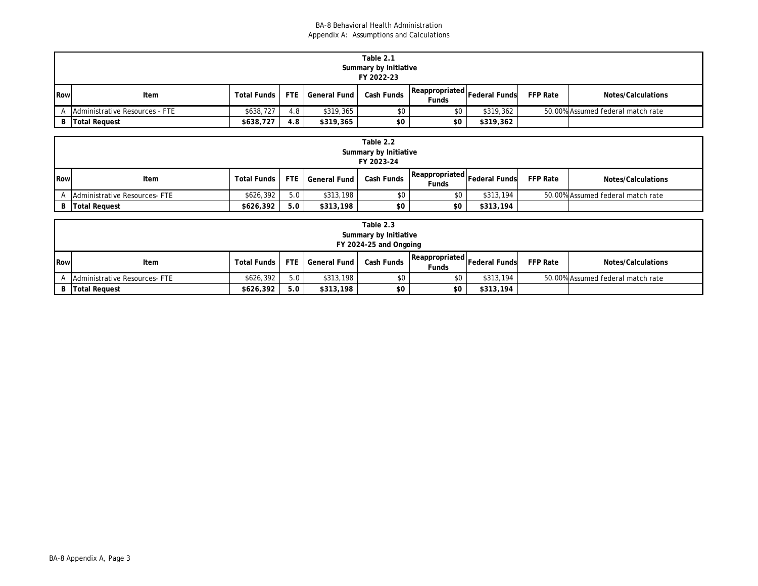BA-8 Behavioral Health Administration
Appendix A: Assumptions and Calculations

| Table 2.1 Summary by Initiative FY 2022-23 | | | | | | | | | |
|---|---|---|---|---|---|---|---|---|---|
| Row | Item | Total Funds | FTE | General Fund | Cash Funds | Reappropriated Funds | Federal Funds | FFP Rate | Notes/Calculations |
| A | Administrative Resources - FTE | $638,727 | 4.8 | $319,365 | $0 | $0 | $319,362 | 50.00% | Assumed federal match rate |
| **B** | **Total Request** | **$638,727** | **4.8** | **$319,365** | **$0** | **$0** | **$319,362** | | |

| Table 2.2 Summary by Initiative FY 2023-24 | | | | | | | | | |
|---|---|---|---|---|---|---|---|---|---|
| Row | Item | Total Funds | FTE | General Fund | Cash Funds | Reappropriated Funds | Federal Funds | FFP Rate | Notes/Calculations |
| A | Administrative Resources- FTE | $626,392 | 5.0 | $313,198 | $0 | $0 | $313,194 | 50.00% | Assumed federal match rate |
| **B** | **Total Request** | **$626,392** | **5.0** | **$313,198** | **$0** | **$0** | **$313,194** | | |

| Table 2.3 Summary by Initiative FY 2024-25 and Ongoing | | | | | | | | | |
|---|---|---|---|---|---|---|---|---|---|
| Row | Item | Total Funds | FTE | General Fund | Cash Funds | Reappropriated Funds | Federal Funds | FFP Rate | Notes/Calculations |
| A | Administrative Resources- FTE | $626,392 | 5.0 | $313,198 | $0 | $0 | $313,194 | 50.00% | Assumed federal match rate |
| **B** | **Total Request** | **$626,392** | **5.0** | **$313,198** | **$0** | **$0** | **$313,194** | | |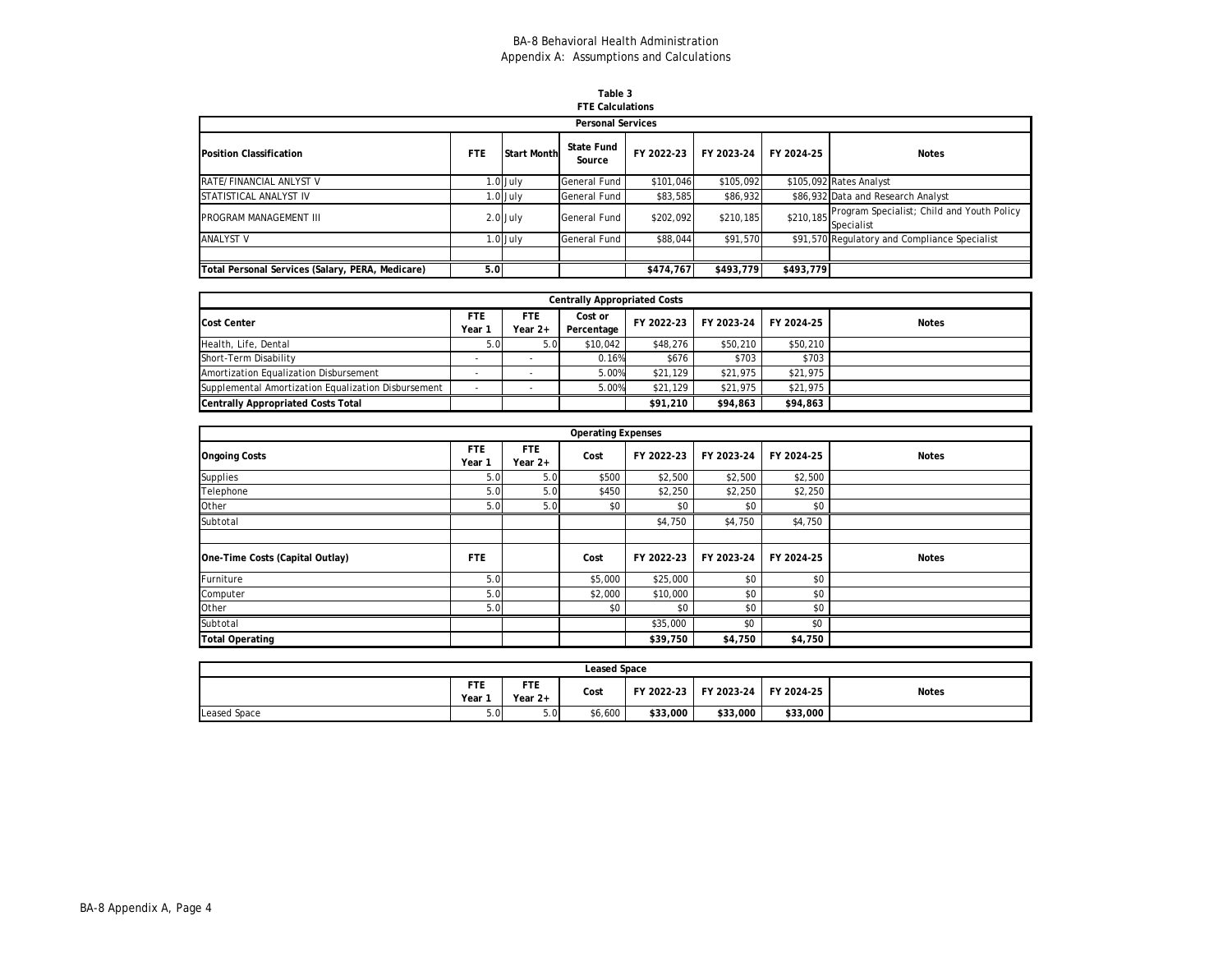BA-8 Behavioral Health Administration
Appendix A: Assumptions and Calculations

**Table 3**
**FTE Calculations**

**Personal Services**

| Position Classification | FTE | Start Month | State Fund Source | FY 2022-23 | FY 2023-24 | FY 2024-25 | Notes |
|---|---|---|---|---|---|---|---|
| RATE/FINANCIAL ANLYST V | 1.0 | July | General Fund | $101,046 | $105,092 | $105,092 | Rates Analyst |
| STATISTICAL ANALYST IV | 1.0 | July | General Fund | $83,585 | $86,932 | $86,932 | Data and Research Analyst |
| PROGRAM MANAGEMENT III | 2.0 | July | General Fund | $202,092 | $210,185 | $210,185 | Program Specialist; Child and Youth Policy Specialist |
| ANALYST V | 1.0 | July | General Fund | $88,044 | $91,570 | $91,570 | Regulatory and Compliance Specialist |
| | | | | | | | |
| **Total Personal Services (Salary, PERA, Medicare)** | **5.0** | | | **$474,767** | **$493,779** | **$493,779** | |

**Centrally Appropriated Costs**

| Cost Center | FTE Year 1 | FTE Year 2+ | Cost or Percentage | FY 2022-23 | FY 2023-24 | FY 2024-25 | Notes |
|---|---|---|---|---|---|---|---|
| Health, Life, Dental | 5.0 | 5.0 | $10,042 | $48,276 | $50,210 | $50,210 | |
| Short-Term Disability | - | - | 0.16% | $676 | $703 | $703 | |
| Amortization Equalization Disbursement | - | - | 5.00% | $21,129 | $21,975 | $21,975 | |
| Supplemental Amortization Equalization Disbursement | - | - | 5.00% | $21,129 | $21,975 | $21,975 | |
| **Centrally Appropriated Costs Total** | | | | **$91,210** | **$94,863** | **$94,863** | |

**Operating Expenses**

| Ongoing Costs | FTE Year 1 | FTE Year 2+ | Cost | FY 2022-23 | FY 2023-24 | FY 2024-25 | Notes |
|---|---|---|---|---|---|---|---|
| Supplies | 5.0 | 5.0 | $500 | $2,500 | $2,500 | $2,500 | |
| Telephone | 5.0 | 5.0 | $450 | $2,250 | $2,250 | $2,250 | |
| Other | 5.0 | 5.0 | $0 | $0 | $0 | $0 | |
| Subtotal | | | | $4,750 | $4,750 | $4,750 | |
| | | | | | | | |
| **One-Time Costs (Capital Outlay)** | **FTE** | | **Cost** | **FY 2022-23** | **FY 2023-24** | **FY 2024-25** | **Notes** |
| Furniture | 5.0 | | $5,000 | $25,000 | $0 | $0 | |
| Computer | 5.0 | | $2,000 | $10,000 | $0 | $0 | |
| Other | 5.0 | | $0 | $0 | $0 | $0 | |
| Subtotal | | | | $35,000 | $0 | $0 | |
| **Total Operating** | | | | **$39,750** | **$4,750** | **$4,750** | |

**Leased Space**

| | FTE Year 1 | FTE Year 2+ | Cost | FY 2022-23 | FY 2023-24 | FY 2024-25 | Notes |
|---|---|---|---|---|---|---|---|
| Leased Space | 5.0 | 5.0 | $6,600 | **$33,000** | **$33,000** | **$33,000** | |

BA-8 Appendix A, Page 4